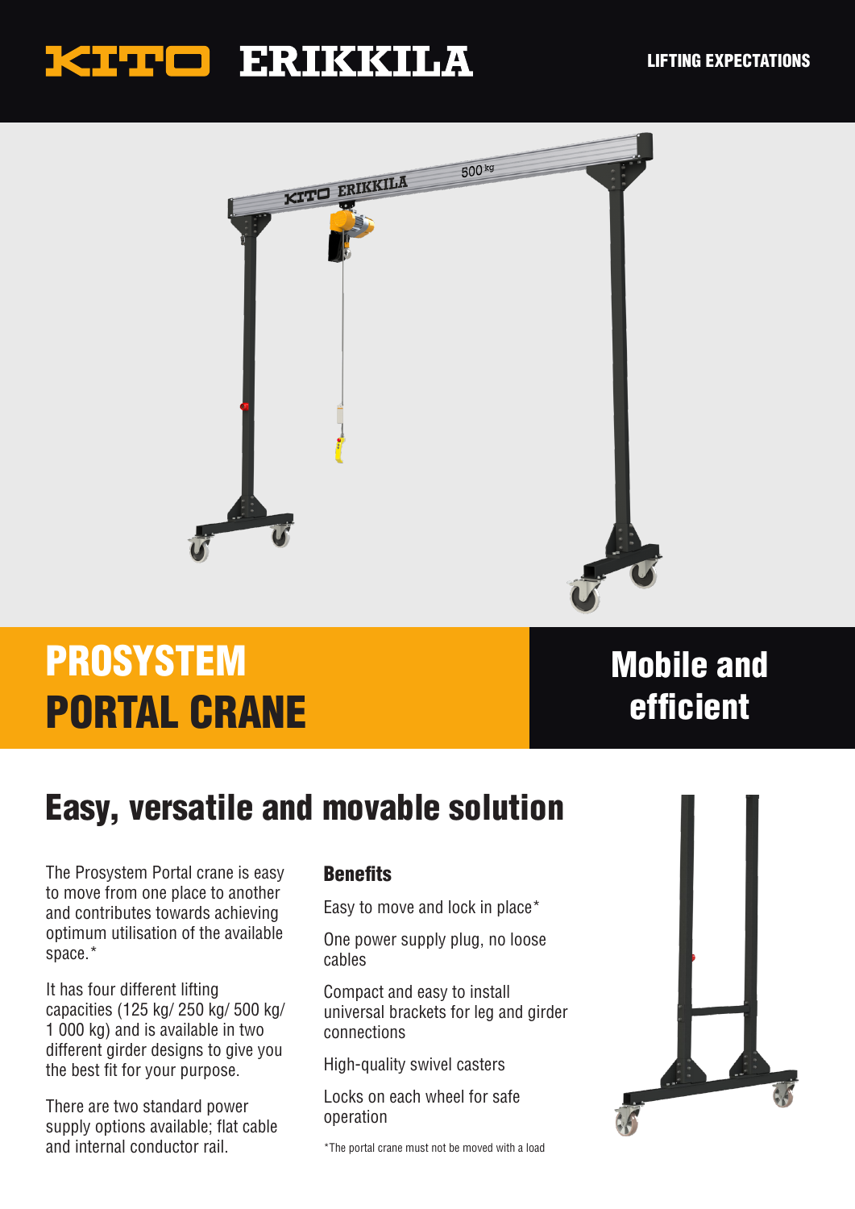KITO ERIKKILA

LIFTING EXPECTATIONS

# PROSYSTEM PORTAL CRANE

## Mobile and efficient

## Easy, versatile and movable solution

The Prosystem Portal crane is easy to move from one place to another and contributes towards achieving optimum utilisation of the available space.*

It has four different lifting capacities (125 kg/ 250 kg/ 500 kg/ 1 000 kg) and is available in two different girder designs to give you the best fit for your purpose.

There are two standard power supply options available; flat cable and internal conductor rail.

### Benefits

Easy to move and lock in place*

One power supply plug, no loose cables

Compact and easy to install universal brackets for leg and girder connections

High-quality swivel casters

Locks on each wheel for safe operation

*The portal crane must not be moved with a load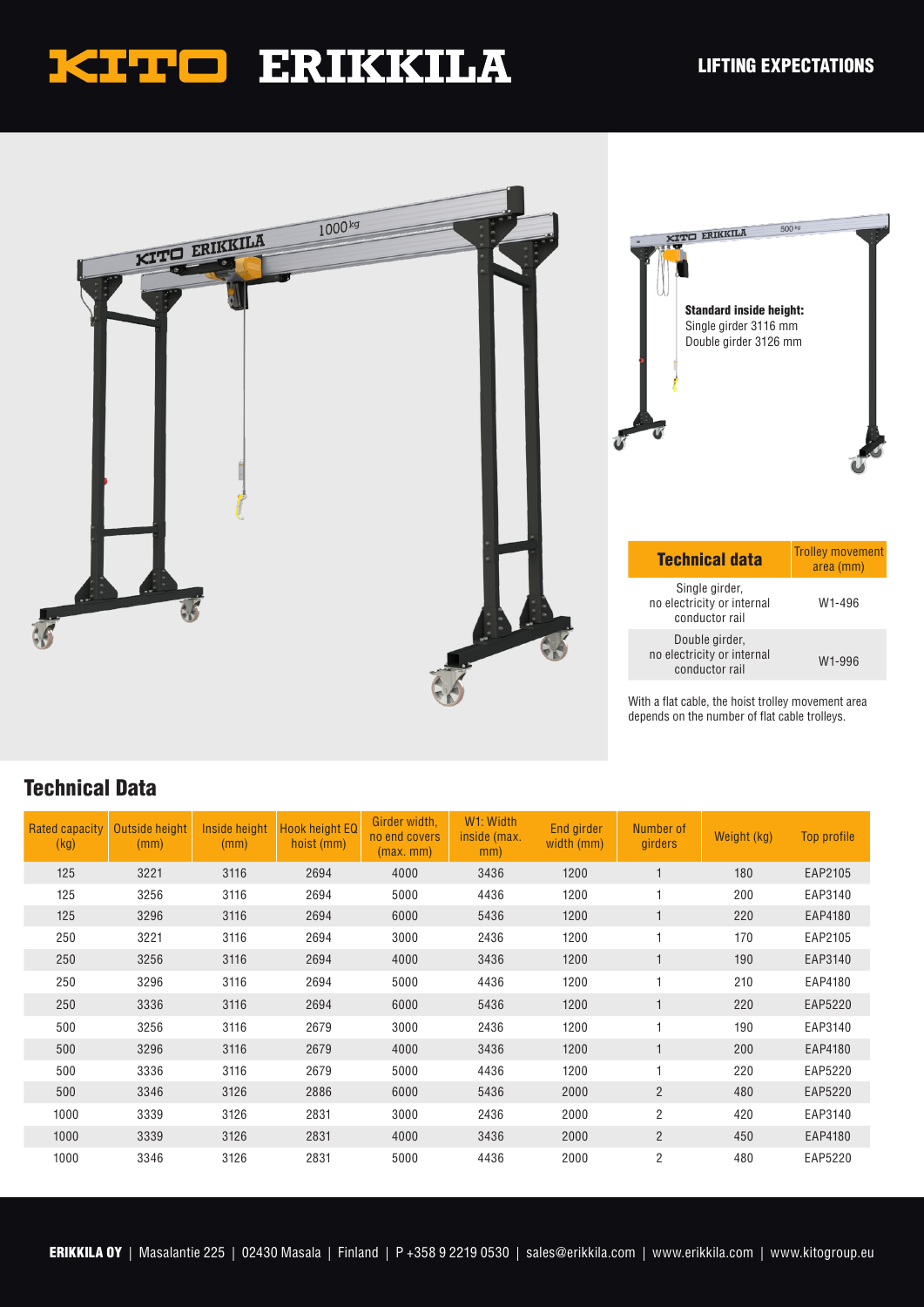KITO ERIKKILA

LIFTING EXPECTATIONS

**Standard inside height:**
Single girder 3116 mm
Double girder 3126 mm

| Technical data | Trolley movement area (mm) |
| --- | --- |
| Single girder, no electricity or internal conductor rail | W1-496 |
| Double girder, no electricity or internal conductor rail | W1-996 |

With a flat cable, the hoist trolley movement area depends on the number of flat cable trolleys.

## Technical Data

| Rated capacity (kg) | Outside height (mm) | Inside height (mm) | Hook height EQ hoist (mm) | Girder width, no end covers (max. mm) | W1: Width inside (max. mm) | End girder width (mm) | Number of girders | Weight (kg) | Top profile |
| --- | --- | --- | --- | --- | --- | --- | --- | --- | --- |
| 125 | 3221 | 3116 | 2694 | 4000 | 3436 | 1200 | 1 | 180 | EAP2105 |
| 125 | 3256 | 3116 | 2694 | 5000 | 4436 | 1200 | 1 | 200 | EAP3140 |
| 125 | 3296 | 3116 | 2694 | 6000 | 5436 | 1200 | 1 | 220 | EAP4180 |
| 250 | 3221 | 3116 | 2694 | 3000 | 2436 | 1200 | 1 | 170 | EAP2105 |
| 250 | 3256 | 3116 | 2694 | 4000 | 3436 | 1200 | 1 | 190 | EAP3140 |
| 250 | 3296 | 3116 | 2694 | 5000 | 4436 | 1200 | 1 | 210 | EAP4180 |
| 250 | 3336 | 3116 | 2694 | 6000 | 5436 | 1200 | 1 | 220 | EAP5220 |
| 500 | 3256 | 3116 | 2679 | 3000 | 2436 | 1200 | 1 | 190 | EAP3140 |
| 500 | 3296 | 3116 | 2679 | 4000 | 3436 | 1200 | 1 | 200 | EAP4180 |
| 500 | 3336 | 3116 | 2679 | 5000 | 4436 | 1200 | 1 | 220 | EAP5220 |
| 500 | 3346 | 3126 | 2886 | 6000 | 5436 | 2000 | 2 | 480 | EAP5220 |
| 1000 | 3339 | 3126 | 2831 | 3000 | 2436 | 2000 | 2 | 420 | EAP3140 |
| 1000 | 3339 | 3126 | 2831 | 4000 | 3436 | 2000 | 2 | 450 | EAP4180 |
| 1000 | 3346 | 3126 | 2831 | 5000 | 4436 | 2000 | 2 | 480 | EAP5220 |

**ERIKKILA OY** | Masalantie 225 | 02430 Masala | Finland | P +358 9 2219 0530 | sales@erikkila.com | www.erikkila.com | www.kitogroup.eu